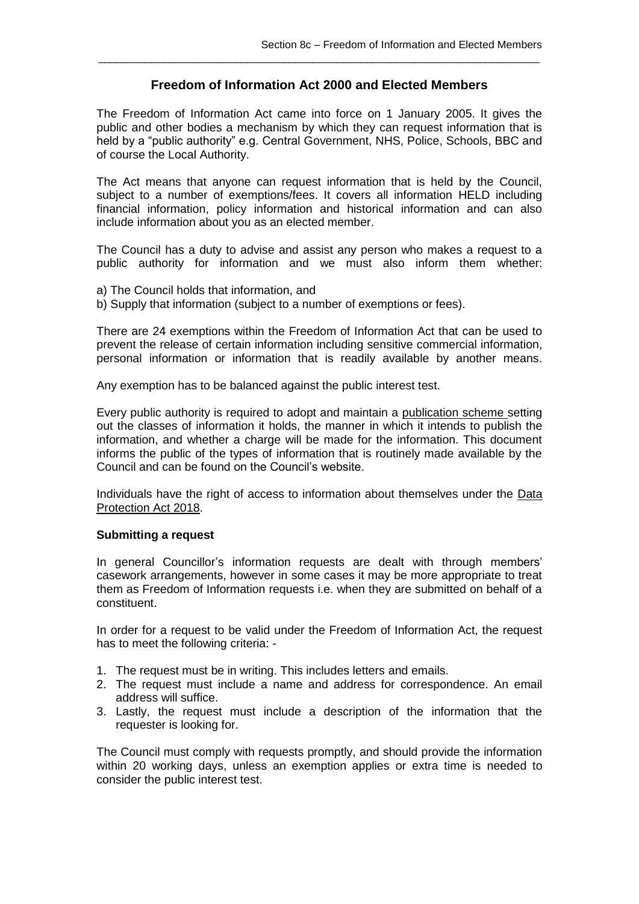# Freedom of Information Act 2000 and Elected Members

The Freedom of Information Act came into force on 1 January 2005. It gives the public and other bodies a mechanism by which they can request information that is held by a "public authority" e.g. Central Government, NHS, Police, Schools, BBC and of course the Local Authority.

The Act means that anyone can request information that is held by the Council, subject to a number of exemptions/fees. It covers all information HELD including financial information, policy information and historical information and can also include information about you as an elected member.

The Council has a duty to advise and assist any person who makes a request to a public authority for information and we must also inform them whether:

a) The Council holds that information, and
b) Supply that information (subject to a number of exemptions or fees).

There are 24 exemptions within the Freedom of Information Act that can be used to prevent the release of certain information including sensitive commercial information, personal information or information that is readily available by another means.

Any exemption has to be balanced against the public interest test.

Every public authority is required to adopt and maintain a publication scheme setting out the classes of information it holds, the manner in which it intends to publish the information, and whether a charge will be made for the information. This document informs the public of the types of information that is routinely made available by the Council and can be found on the Council's website.

Individuals have the right of access to information about themselves under the Data Protection Act 2018.

**Submitting a request**

In general Councillor's information requests are dealt with through members' casework arrangements, however in some cases it may be more appropriate to treat them as Freedom of Information requests i.e. when they are submitted on behalf of a constituent.

In order for a request to be valid under the Freedom of Information Act, the request has to meet the following criteria: -

1. The request must be in writing. This includes letters and emails.
2. The request must include a name and address for correspondence. An email address will suffice.
3. Lastly, the request must include a description of the information that the requester is looking for.

The Council must comply with requests promptly, and should provide the information within 20 working days, unless an exemption applies or extra time is needed to consider the public interest test.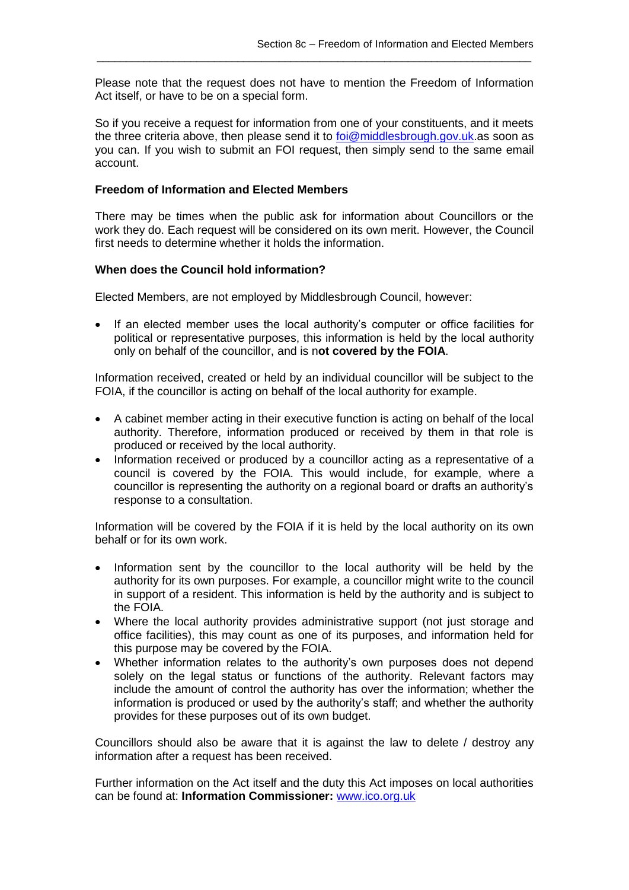Please note that the request does not have to mention the Freedom of Information Act itself, or have to be on a special form.

So if you receive a request for information from one of your constituents, and it meets the three criteria above, then please send it to foi@middlesbrough.gov.uk.as soon as you can. If you wish to submit an FOI request, then simply send to the same email account.

**Freedom of Information and Elected Members**

There may be times when the public ask for information about Councillors or the work they do. Each request will be considered on its own merit. However, the Council first needs to determine whether it holds the information.

**When does the Council hold information?**

Elected Members, are not employed by Middlesbrough Council, however:

- If an elected member uses the local authority's computer or office facilities for political or representative purposes, this information is held by the local authority only on behalf of the councillor, and is n**ot covered by the FOIA**.

Information received, created or held by an individual councillor will be subject to the FOIA, if the councillor is acting on behalf of the local authority for example.

- A cabinet member acting in their executive function is acting on behalf of the local authority. Therefore, information produced or received by them in that role is produced or received by the local authority.
- Information received or produced by a councillor acting as a representative of a council is covered by the FOIA. This would include, for example, where a councillor is representing the authority on a regional board or drafts an authority's response to a consultation.

Information will be covered by the FOIA if it is held by the local authority on its own behalf or for its own work.

- Information sent by the councillor to the local authority will be held by the authority for its own purposes. For example, a councillor might write to the council in support of a resident. This information is held by the authority and is subject to the FOIA.
- Where the local authority provides administrative support (not just storage and office facilities), this may count as one of its purposes, and information held for this purpose may be covered by the FOIA.
- Whether information relates to the authority's own purposes does not depend solely on the legal status or functions of the authority. Relevant factors may include the amount of control the authority has over the information; whether the information is produced or used by the authority's staff; and whether the authority provides for these purposes out of its own budget.

Councillors should also be aware that it is against the law to delete / destroy any information after a request has been received.

Further information on the Act itself and the duty this Act imposes on local authorities can be found at: **Information Commissioner:** www.ico.org.uk